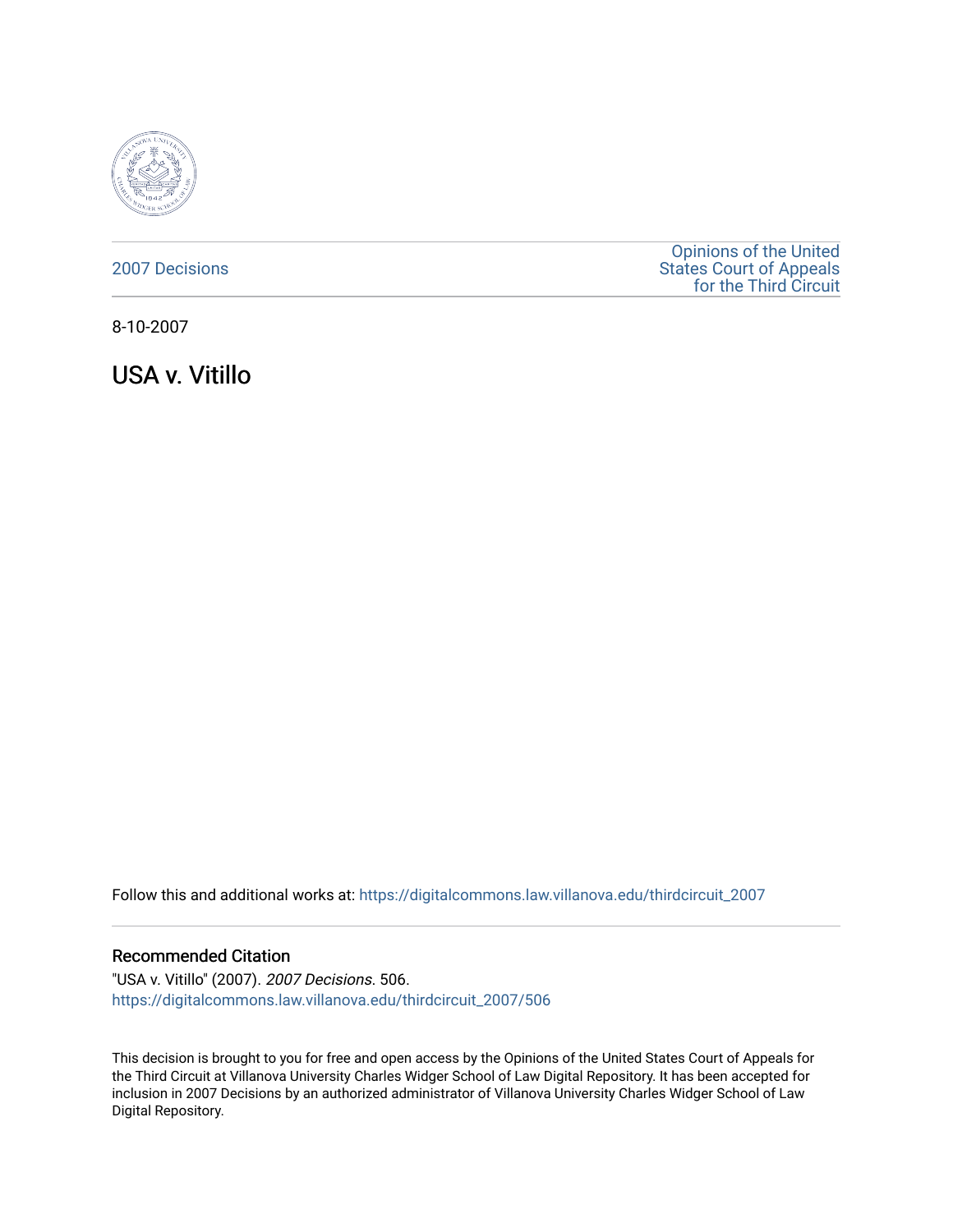2007 Decisions

Opinions of the United States Court of Appeals for the Third Circuit

8-10-2007

# USA v. Vitillo

Follow this and additional works at: https://digitalcommons.law.villanova.edu/thirdcircuit_2007

## Recommended Citation

"USA v. Vitillo" (2007). *2007 Decisions*. 506.
https://digitalcommons.law.villanova.edu/thirdcircuit_2007/506

This decision is brought to you for free and open access by the Opinions of the United States Court of Appeals for the Third Circuit at Villanova University Charles Widger School of Law Digital Repository. It has been accepted for inclusion in 2007 Decisions by an authorized administrator of Villanova University Charles Widger School of Law Digital Repository.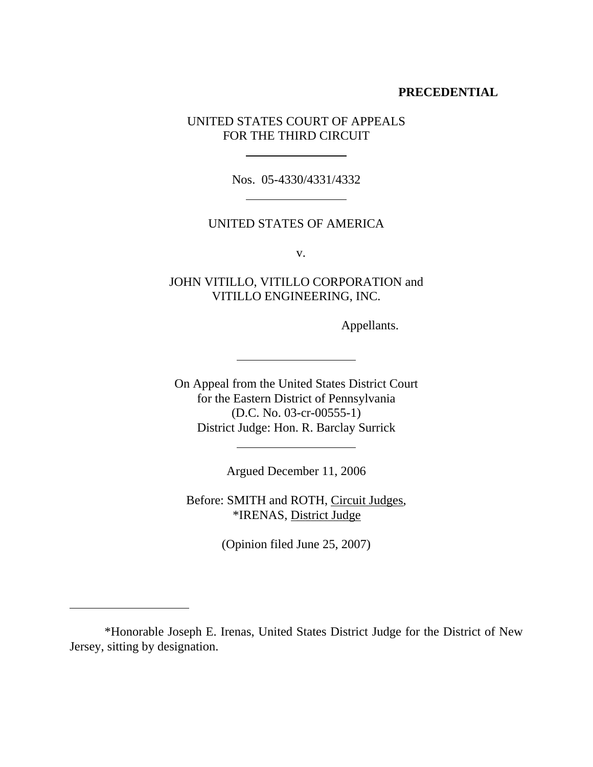**PRECEDENTIAL**

UNITED STATES COURT OF APPEALS
FOR THE THIRD CIRCUIT

Nos. 05-4330/4331/4332

UNITED STATES OF AMERICA

v.

JOHN VITILLO, VITILLO CORPORATION and
VITILLO ENGINEERING, INC.

Appellants.

On Appeal from the United States District Court
for the Eastern District of Pennsylvania
(D.C. No. 03-cr-00555-1)
District Judge: Hon. R. Barclay Surrick

Argued December 11, 2006

Before: SMITH and ROTH, Circuit Judges,
*IRENAS, District Judge

(Opinion filed June 25, 2007)

*Honorable Joseph E. Irenas, United States District Judge for the District of New Jersey, sitting by designation.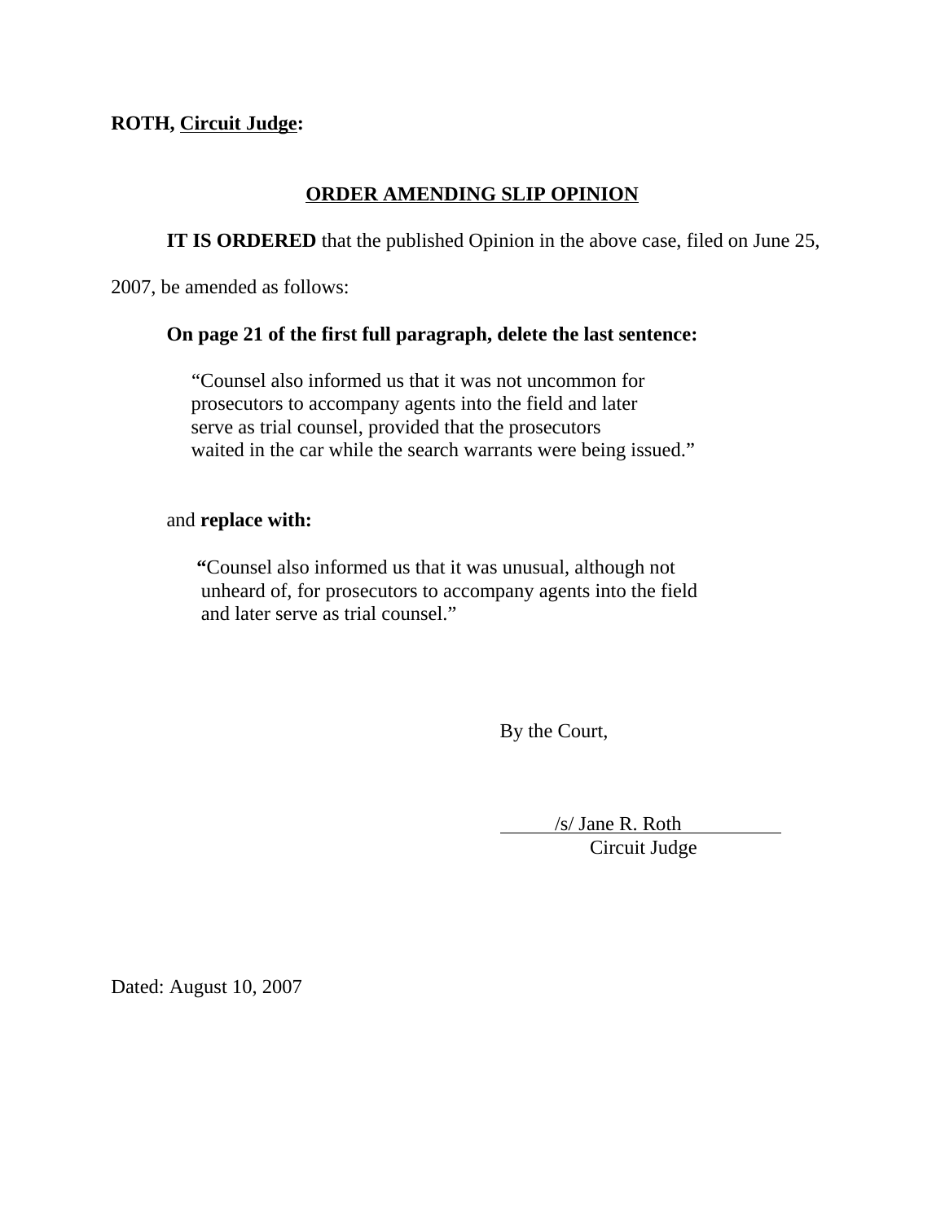**ROTH, Circuit Judge:**

## ORDER AMENDING SLIP OPINION

**IT IS ORDERED** that the published Opinion in the above case, filed on June 25, 2007, be amended as follows:

**On page 21 of the first full paragraph, delete the last sentence:**

> "Counsel also informed us that it was not uncommon for prosecutors to accompany agents into the field and later serve as trial counsel, provided that the prosecutors waited in the car while the search warrants were being issued."

and **replace with:**

> **"**Counsel also informed us that it was unusual, although not unheard of, for prosecutors to accompany agents into the field and later serve as trial counsel."

By the Court,

/s/ Jane R. Roth
Circuit Judge

Dated: August 10, 2007